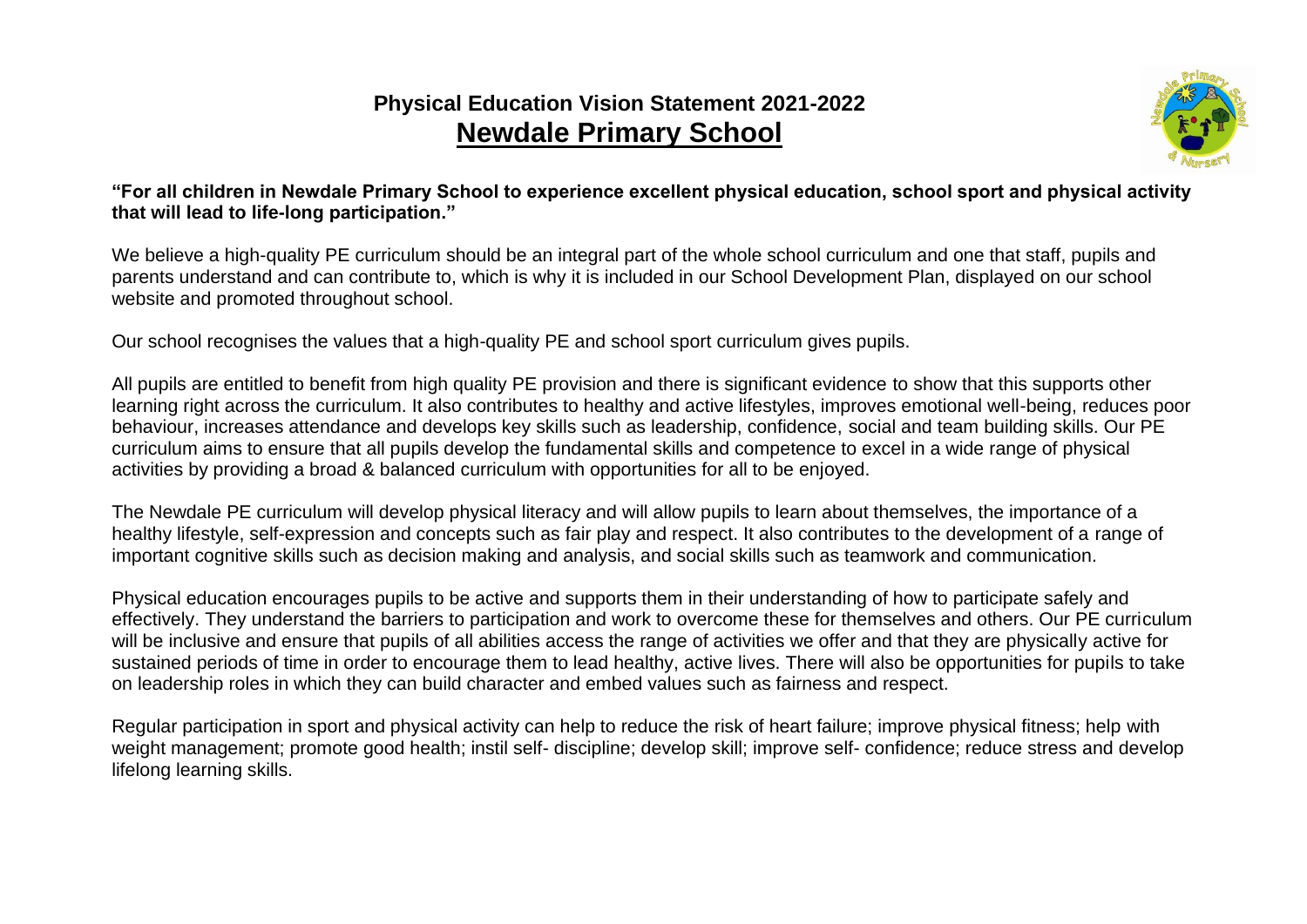# Physical Education Vision Statement 2021-2022

## Newdale Primary School

**"For all children in Newdale Primary School to experience excellent physical education, school sport and physical activity that will lead to life-long participation."**

We believe a high-quality PE curriculum should be an integral part of the whole school curriculum and one that staff, pupils and parents understand and can contribute to, which is why it is included in our School Development Plan, displayed on our school website and promoted throughout school.

Our school recognises the values that a high-quality PE and school sport curriculum gives pupils.

All pupils are entitled to benefit from high quality PE provision and there is significant evidence to show that this supports other learning right across the curriculum. It also contributes to healthy and active lifestyles, improves emotional well-being, reduces poor behaviour, increases attendance and develops key skills such as leadership, confidence, social and team building skills. Our PE curriculum aims to ensure that all pupils develop the fundamental skills and competence to excel in a wide range of physical activities by providing a broad & balanced curriculum with opportunities for all to be enjoyed.

The Newdale PE curriculum will develop physical literacy and will allow pupils to learn about themselves, the importance of a healthy lifestyle, self-expression and concepts such as fair play and respect. It also contributes to the development of a range of important cognitive skills such as decision making and analysis, and social skills such as teamwork and communication.

Physical education encourages pupils to be active and supports them in their understanding of how to participate safely and effectively. They understand the barriers to participation and work to overcome these for themselves and others. Our PE curriculum will be inclusive and ensure that pupils of all abilities access the range of activities we offer and that they are physically active for sustained periods of time in order to encourage them to lead healthy, active lives. There will also be opportunities for pupils to take on leadership roles in which they can build character and embed values such as fairness and respect.

Regular participation in sport and physical activity can help to reduce the risk of heart failure; improve physical fitness; help with weight management; promote good health; instil self- discipline; develop skill; improve self- confidence; reduce stress and develop lifelong learning skills.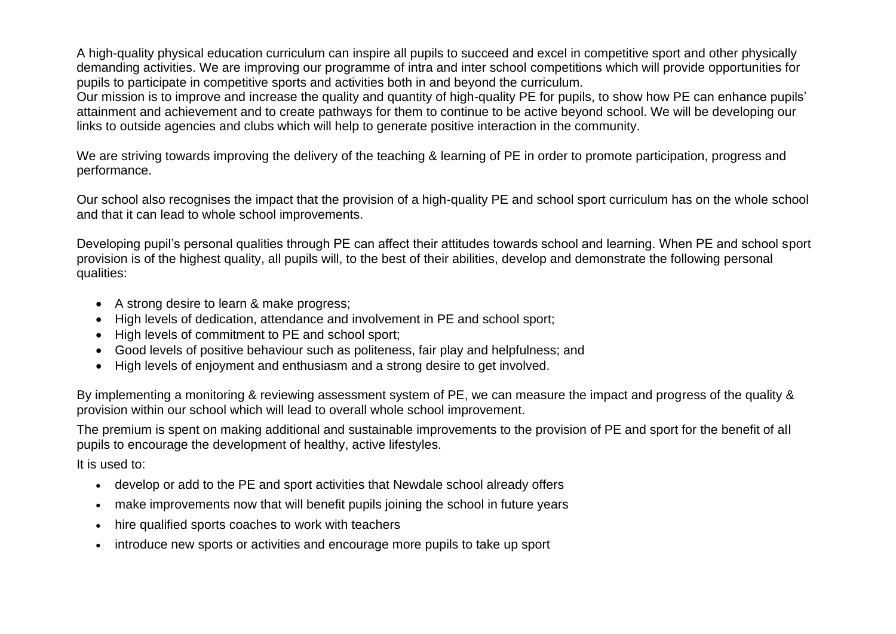A high-quality physical education curriculum can inspire all pupils to succeed and excel in competitive sport and other physically demanding activities. We are improving our programme of intra and inter school competitions which will provide opportunities for pupils to participate in competitive sports and activities both in and beyond the curriculum.
Our mission is to improve and increase the quality and quantity of high-quality PE for pupils, to show how PE can enhance pupils' attainment and achievement and to create pathways for them to continue to be active beyond school. We will be developing our links to outside agencies and clubs which will help to generate positive interaction in the community.

We are striving towards improving the delivery of the teaching & learning of PE in order to promote participation, progress and performance.

Our school also recognises the impact that the provision of a high-quality PE and school sport curriculum has on the whole school and that it can lead to whole school improvements.

Developing pupil's personal qualities through PE can affect their attitudes towards school and learning. When PE and school sport provision is of the highest quality, all pupils will, to the best of their abilities, develop and demonstrate the following personal qualities:

- A strong desire to learn & make progress;
- High levels of dedication, attendance and involvement in PE and school sport;
- High levels of commitment to PE and school sport;
- Good levels of positive behaviour such as politeness, fair play and helpfulness; and
- High levels of enjoyment and enthusiasm and a strong desire to get involved.

By implementing a monitoring & reviewing assessment system of PE, we can measure the impact and progress of the quality & provision within our school which will lead to overall whole school improvement.

The premium is spent on making additional and sustainable improvements to the provision of PE and sport for the benefit of all pupils to encourage the development of healthy, active lifestyles.

It is used to:

- develop or add to the PE and sport activities that Newdale school already offers
- make improvements now that will benefit pupils joining the school in future years
- hire qualified sports coaches to work with teachers
- introduce new sports or activities and encourage more pupils to take up sport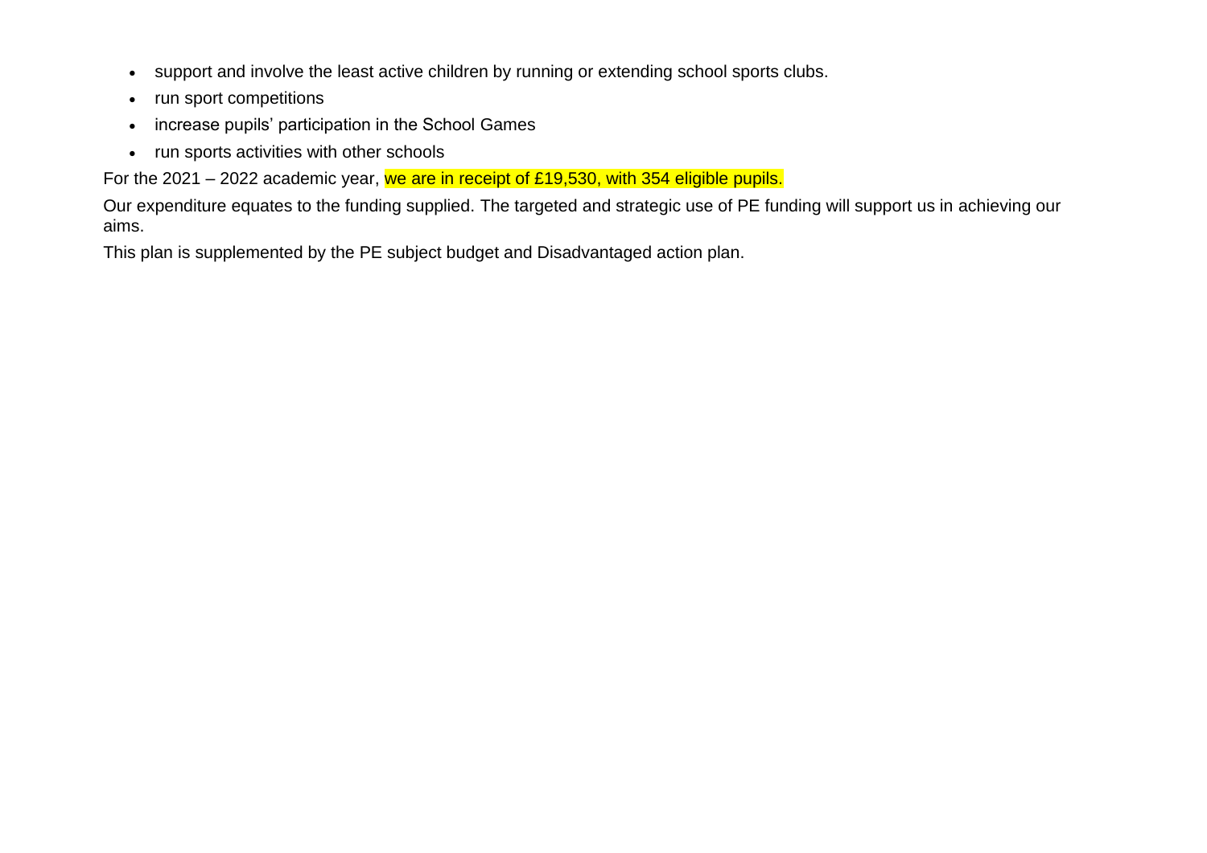- support and involve the least active children by running or extending school sports clubs.
- run sport competitions
- increase pupils' participation in the School Games
- run sports activities with other schools

For the 2021 – 2022 academic year, we are in receipt of £19,530, with 354 eligible pupils.

Our expenditure equates to the funding supplied. The targeted and strategic use of PE funding will support us in achieving our aims.

This plan is supplemented by the PE subject budget and Disadvantaged action plan.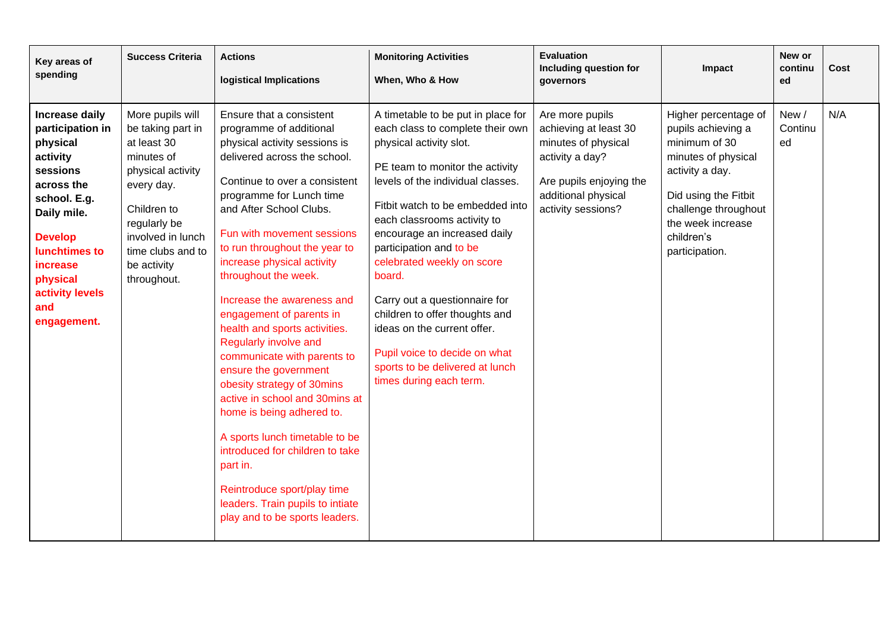| Key areas of spending | Success Criteria | Actions<br><br>logistical Implications | Monitoring Activities<br><br>When, Who & How | Evaluation Including question for governors | Impact | New or continued | Cost |
|---|---|---|---|---|---|---|---|
| **Increase daily participation in physical activity sessions across the school. E.g. Daily mile.**<br><br>**Develop lunchtimes to increase physical activity levels and engagement.** | More pupils will be taking part in at least 30 minutes of physical activity every day.<br><br>Children to regularly be involved in lunch time clubs and to be activity throughout. | Ensure that a consistent programme of additional physical activity sessions is delivered across the school.<br><br>Continue to over a consistent programme for Lunch time and After School Clubs.<br><br>Fun with movement sessions to run throughout the year to increase physical activity throughout the week.<br><br>Increase the awareness and engagement of parents in health and sports activities. Regularly involve and communicate with parents to ensure the government obesity strategy of 30mins active in school and 30mins at home is being adhered to.<br><br>A sports lunch timetable to be introduced for children to take part in.<br><br>Reintroduce sport/play time leaders. Train pupils to intiate play and to be sports leaders. | A timetable to be put in place for each class to complete their own physical activity slot.<br><br>PE team to monitor the activity levels of the individual classes.<br><br>Fitbit watch to be embedded into each classrooms activity to encourage an increased daily participation and to be celebrated weekly on score board.<br><br>Carry out a questionnaire for children to offer thoughts and ideas on the current offer.<br><br>Pupil voice to decide on what sports to be delivered at lunch times during each term. | Are more pupils achieving at least 30 minutes of physical activity a day?<br><br>Are pupils enjoying the additional physical activity sessions? | Higher percentage of pupils achieving a minimum of 30 minutes of physical activity a day.<br><br>Did using the Fitbit challenge throughout the week increase children's participation. | New / Continued | N/A |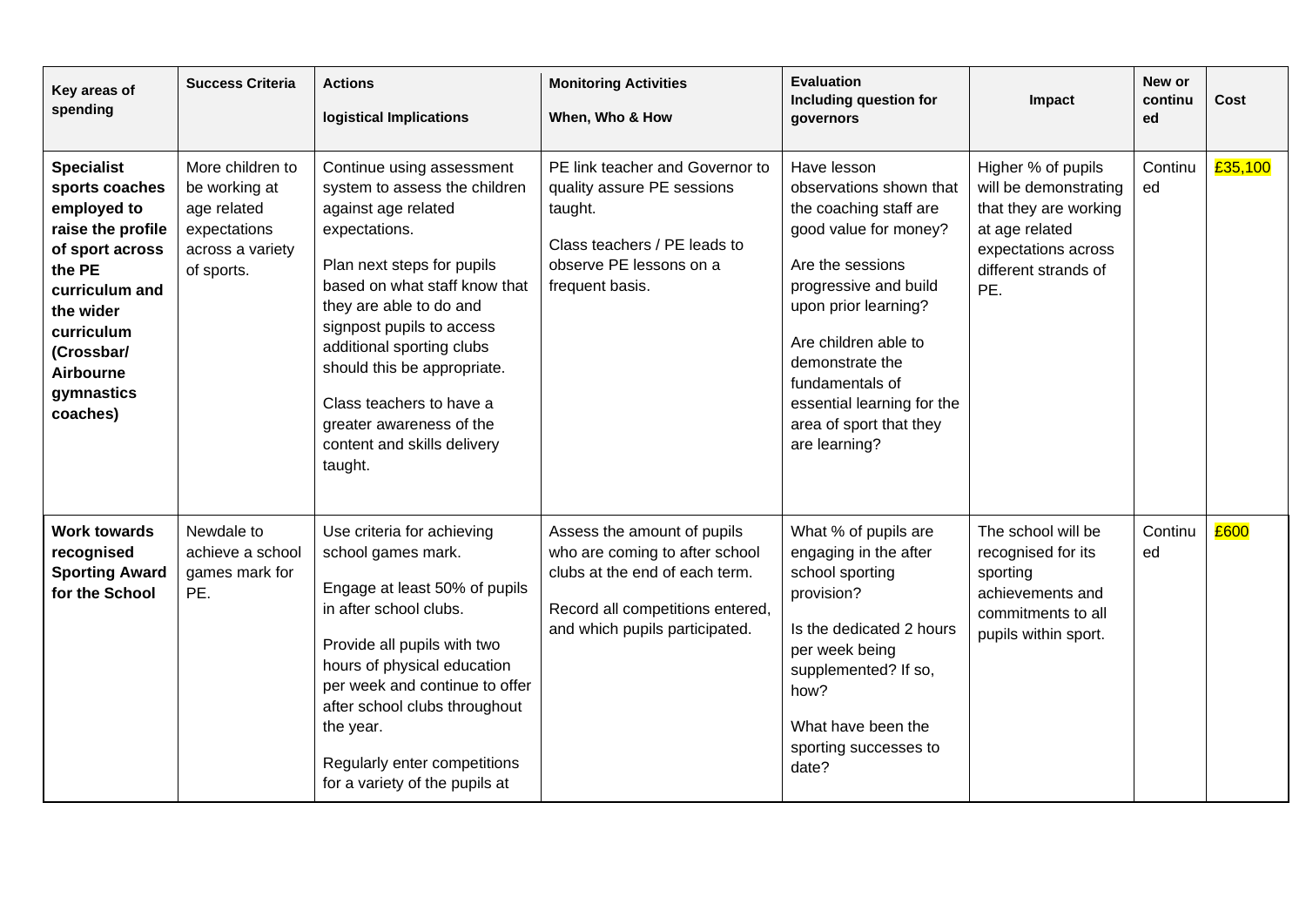| Key areas of spending | Success Criteria | Actions<br><br>logistical Implications | Monitoring Activities<br><br>When, Who & How | Evaluation Including question for governors | Impact | New or continued | Cost |
|---|---|---|---|---|---|---|---|
| **Specialist sports coaches employed to raise the profile of sport across the PE curriculum and the wider curriculum (Crossbar/ Airbourne gymnastics coaches)** | More children to be working at age related expectations across a variety of sports. | Continue using assessment system to assess the children against age related expectations.<br><br>Plan next steps for pupils based on what staff know that they are able to do and signpost pupils to access additional sporting clubs should this be appropriate.<br><br>Class teachers to have a greater awareness of the content and skills delivery taught. | PE link teacher and Governor to quality assure PE sessions taught.<br><br>Class teachers / PE leads to observe PE lessons on a frequent basis. | Have lesson observations shown that the coaching staff are good value for money?<br><br>Are the sessions progressive and build upon prior learning?<br><br>Are children able to demonstrate the fundamentals of essential learning for the area of sport that they are learning? | Higher % of pupils will be demonstrating that they are working at age related expectations across different strands of PE. | Continued | £35,100 |
| **Work towards recognised Sporting Award for the School** | Newdale to achieve a school games mark for PE. | Use criteria for achieving school games mark.<br><br>Engage at least 50% of pupils in after school clubs.<br><br>Provide all pupils with two hours of physical education per week and continue to offer after school clubs throughout the year.<br><br>Regularly enter competitions for a variety of the pupils at | Assess the amount of pupils who are coming to after school clubs at the end of each term.<br><br>Record all competitions entered, and which pupils participated. | What % of pupils are engaging in the after school sporting provision?<br><br>Is the dedicated 2 hours per week being supplemented? If so, how?<br><br>What have been the sporting successes to date? | The school will be recognised for its sporting achievements and commitments to all pupils within sport. | Continued | £600 |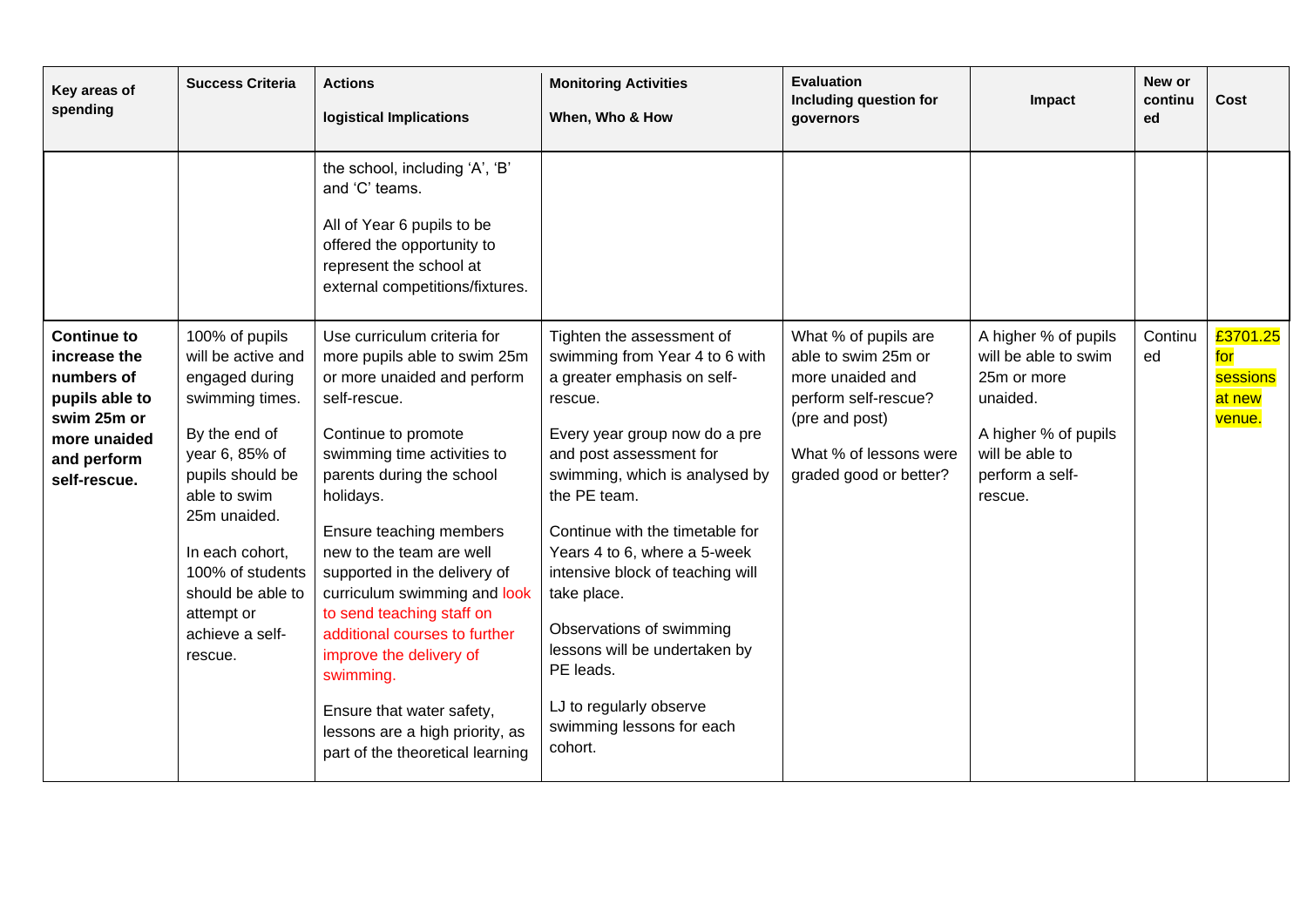| Key areas of spending | Success Criteria | Actions<br><br>logistical Implications | Monitoring Activities<br><br>When, Who & How | Evaluation Including question for governors | Impact | New or continued | Cost |
|---|---|---|---|---|---|---|---|
| | | the school, including 'A', 'B' and 'C' teams.<br><br>All of Year 6 pupils to be offered the opportunity to represent the school at external competitions/fixtures. | | | | | |
| **Continue to increase the numbers of pupils able to swim 25m or more unaided and perform self-rescue.** | 100% of pupils will be active and engaged during swimming times.<br><br>By the end of year 6, 85% of pupils should be able to swim 25m unaided.<br><br>In each cohort, 100% of students should be able to attempt or achieve a self-rescue. | Use curriculum criteria for more pupils able to swim 25m or more unaided and perform self-rescue.<br><br>Continue to promote swimming time activities to parents during the school holidays.<br><br>Ensure teaching members new to the team are well supported in the delivery of curriculum swimming and look to send teaching staff on additional courses to further improve the delivery of swimming.<br><br>Ensure that water safety, lessons are a high priority, as part of the theoretical learning | Tighten the assessment of swimming from Year 4 to 6 with a greater emphasis on self-rescue.<br><br>Every year group now do a pre and post assessment for swimming, which is analysed by the PE team.<br><br>Continue with the timetable for Years 4 to 6, where a 5-week intensive block of teaching will take place.<br><br>Observations of swimming lessons will be undertaken by PE leads.<br><br>LJ to regularly observe swimming lessons for each cohort. | What % of pupils are able to swim 25m or more unaided and perform self-rescue? (pre and post)<br><br>What % of lessons were graded good or better? | A higher % of pupils will be able to swim 25m or more unaided.<br><br>A higher % of pupils will be able to perform a self-rescue. | Continued | £3701.25 for sessions at new venue. |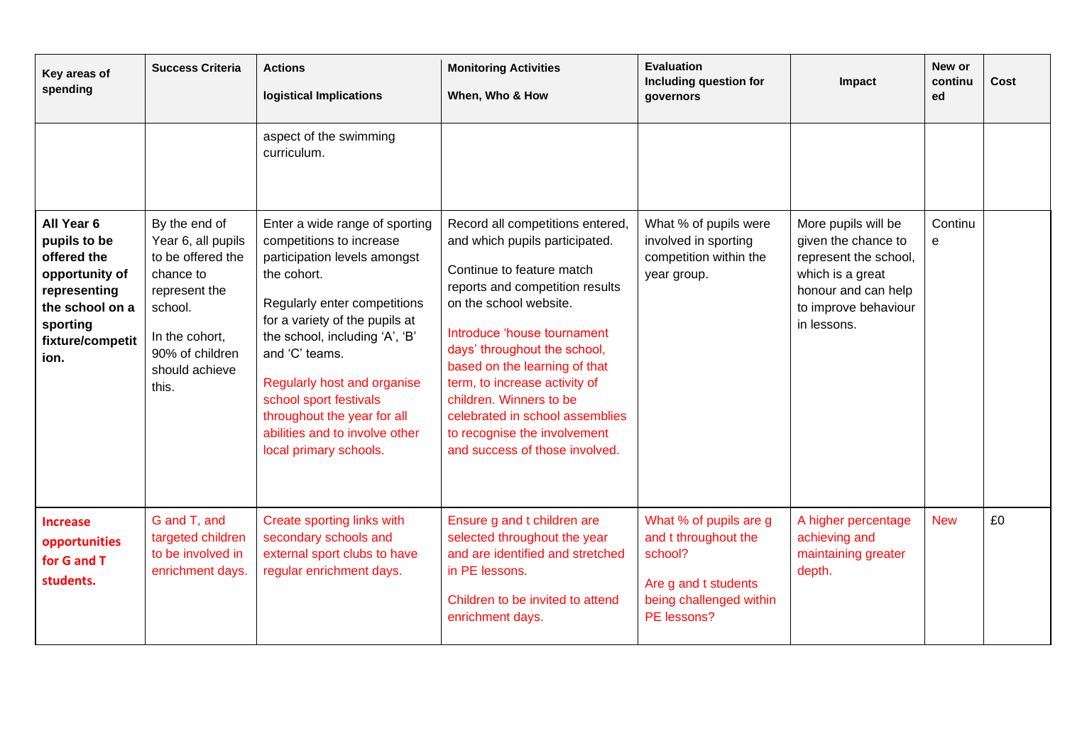| Key areas of spending | Success Criteria | Actions<br><br>logistical Implications | Monitoring Activities<br><br>When, Who & How | Evaluation Including question for governors | Impact | New or continued | Cost |
|---|---|---|---|---|---|---|---|
| | | aspect of the swimming curriculum. | | | | | |
| **All Year 6 pupils to be offered the opportunity of representing the school on a sporting fixture/competition.** | By the end of Year 6, all pupils to be offered the chance to represent the school.<br><br>In the cohort, 90% of children should achieve this. | Enter a wide range of sporting competitions to increase participation levels amongst the cohort.<br><br>Regularly enter competitions for a variety of the pupils at the school, including 'A', 'B' and 'C' teams.<br><br>Regularly host and organise school sport festivals throughout the year for all abilities and to involve other local primary schools. | Record all competitions entered, and which pupils participated.<br><br>Continue to feature match reports and competition results on the school website.<br><br>Introduce 'house tournament days' throughout the school, based on the learning of that term, to increase activity of children. Winners to be celebrated in school assemblies to recognise the involvement and success of those involved. | What % of pupils were involved in sporting competition within the year group. | More pupils will be given the chance to represent the school, which is a great honour and can help to improve behaviour in lessons. | Continue | |
| **Increase opportunities for G and T students.** | G and T, and targeted children to be involved in enrichment days. | Create sporting links with secondary schools and external sport clubs to have regular enrichment days. | Ensure g and t children are selected throughout the year and are identified and stretched in PE lessons.<br><br>Children to be invited to attend enrichment days. | What % of pupils are g and t throughout the school?<br><br>Are g and t students being challenged within PE lessons? | A higher percentage achieving and maintaining greater depth. | New | £0 |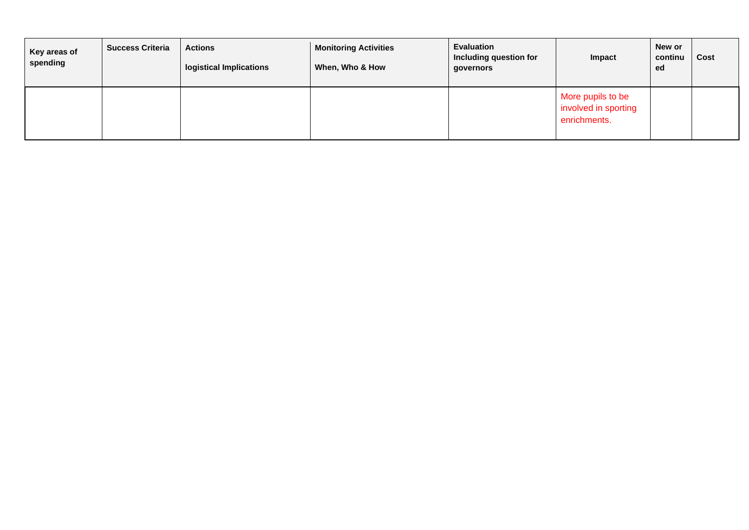| Key areas of spending | Success Criteria | Actions<br><br>logistical Implications | Monitoring Activities<br><br>When, Who & How | Evaluation<br>Including question for governors | Impact | New or continued | Cost |
|---|---|---|---|---|---|---|---|
| | | | | | More pupils to be involved in sporting enrichments. | | |